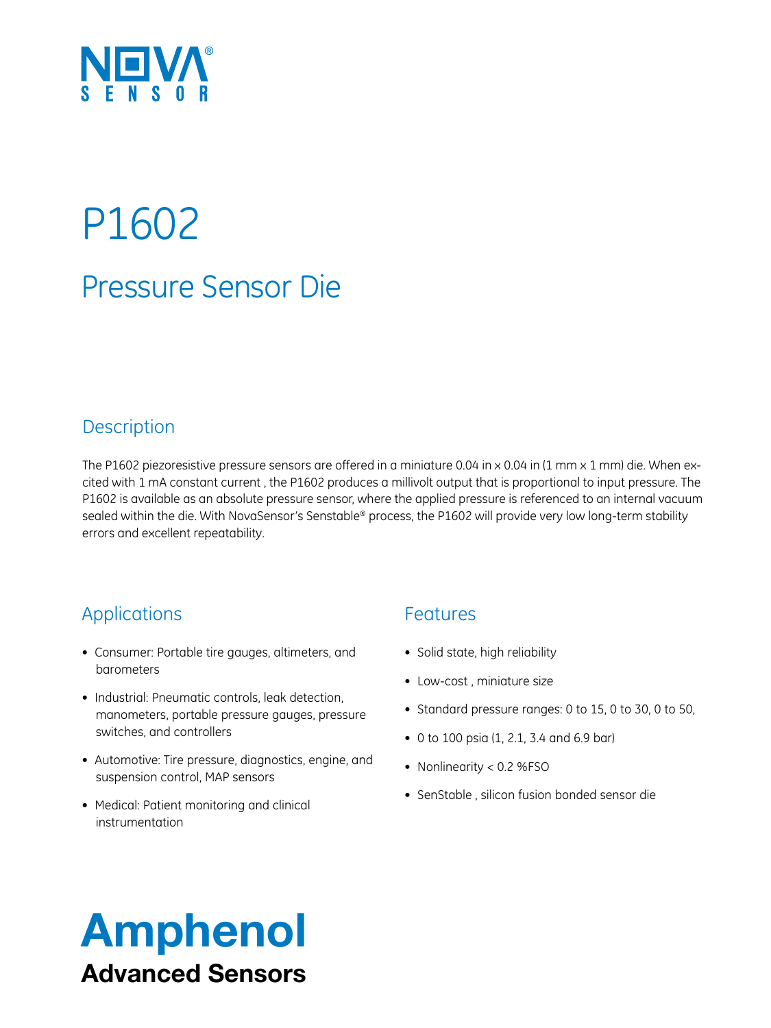NOVA® SENSOR

# P1602

## Pressure Sensor Die

### Description

The P1602 piezoresistive pressure sensors are offered in a miniature 0.04 in x 0.04 in (1 mm x 1 mm) die. When excited with 1 mA constant current , the P1602 produces a millivolt output that is proportional to input pressure. The P1602 is available as an absolute pressure sensor, where the applied pressure is referenced to an internal vacuum sealed within the die. With NovaSensor's Senstable® process, the P1602 will provide very low long-term stability errors and excellent repeatability.

### Applications

- Consumer: Portable tire gauges, altimeters, and barometers
- Industrial: Pneumatic controls, leak detection, manometers, portable pressure gauges, pressure switches, and controllers
- Automotive: Tire pressure, diagnostics, engine, and suspension control, MAP sensors
- Medical: Patient monitoring and clinical instrumentation

### Features

- Solid state, high reliability
- Low-cost , miniature size
- Standard pressure ranges: 0 to 15, 0 to 30, 0 to 50,
- 0 to 100 psia (1, 2.1, 3.4 and 6.9 bar)
- Nonlinearity < 0.2 %FSO
- SenStable , silicon fusion bonded sensor die

**Amphenol**
**Advanced Sensors**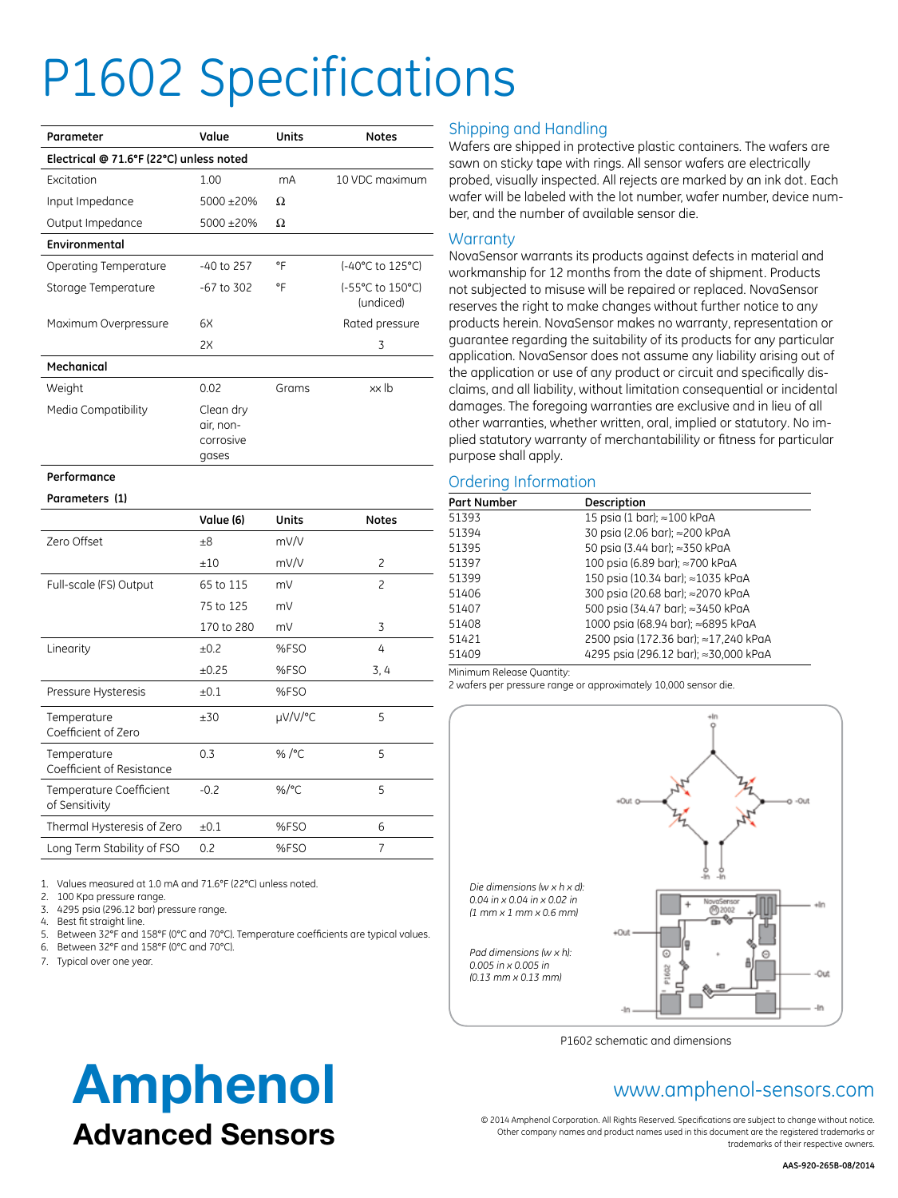# P1602 Specifications

| Parameter | Value | Units | Notes |
|---|---|---|---|
| **Electrical @ 71.6°F (22°C) unless noted** | | | |
| Excitation | 1.00 | mA | 10 VDC maximum |
| Input Impedance | 5000 ±20% | Ω | |
| Output Impedance | 5000 ±20% | Ω | |
| **Environmental** | | | |
| Operating Temperature | -40 to 257 | °F | (-40°C to 125°C) |
| Storage Temperature | -67 to 302 | °F | (-55°C to 150°C) (undiced) |
| Maximum Overpressure | 6X | | Rated pressure |
| | 2X | | 3 |
| **Mechanical** | | | |
| Weight | 0.02 | Grams | xx lb |
| Media Compatibility | Clean dry air, non-corrosive gases | | |
| **Performance Parameters (1)** | | | |
| | Value (6) | Units | Notes |
| Zero Offset | ±8 | mV/V | |
| | ±10 | mV/V | 2 |
| Full-scale (FS) Output | 65 to 115 | mV | 2 |
| | 75 to 125 | mV | |
| | 170 to 280 | mV | 3 |
| Linearity | ±0.2 | %FSO | 4 |
| | ±0.25 | %FSO | 3, 4 |
| Pressure Hysteresis | ±0.1 | %FSO | |
| Temperature Coefficient of Zero | ±30 | μV/V/°C | 5 |
| Temperature Coefficient of Resistance | 0.3 | % /°C | 5 |
| Temperature Coefficient of Sensitivity | -0.2 | %/°C | 5 |
| Thermal Hysteresis of Zero | ±0.1 | %FSO | 6 |
| Long Term Stability of FSO | 0.2 | %FSO | 7 |

1. Values measured at 1.0 mA and 71.6°F (22°C) unless noted.
2. 100 Kpa pressure range.
3. 4295 psia (296.12 bar) pressure range.
4. Best fit straight line.
5. Between 32°F and 158°F (0°C and 70°C). Temperature coefficients are typical values.
6. Between 32°F and 158°F (0°C and 70°C).
7. Typical over one year.

## Shipping and Handling

Wafers are shipped in protective plastic containers. The wafers are sawn on sticky tape with rings. All sensor wafers are electrically probed, visually inspected. All rejects are marked by an ink dot. Each wafer will be labeled with the lot number, wafer number, device number, and the number of available sensor die.

## Warranty

NovaSensor warrants its products against defects in material and workmanship for 12 months from the date of shipment. Products not subjected to misuse will be repaired or replaced. NovaSensor reserves the right to make changes without further notice to any products herein. NovaSensor makes no warranty, representation or guarantee regarding the suitability of its products for any particular application. NovaSensor does not assume any liability arising out of the application or use of any product or circuit and specifically disclaims, and all liability, without limitation consequential or incidental damages. The foregoing warranties are exclusive and in lieu of all other warranties, whether written, oral, implied or statutory. No implied statutory warranty of merchantabilility or fitness for particular purpose shall apply.

## Ordering Information

| Part Number | Description |
|---|---|
| 51393 | 15 psia (1 bar); ≈100 kPaA |
| 51394 | 30 psia (2.06 bar); ≈200 kPaA |
| 51395 | 50 psia (3.44 bar); ≈350 kPaA |
| 51397 | 100 psia (6.89 bar); ≈700 kPaA |
| 51399 | 150 psia (10.34 bar); ≈1035 kPaA |
| 51406 | 300 psia (20.68 bar); ≈2070 kPaA |
| 51407 | 500 psia (34.47 bar); ≈3450 kPaA |
| 51408 | 1000 psia (68.94 bar); ≈6895 kPaA |
| 51421 | 2500 psia (172.36 bar); ≈17,240 kPaA |
| 51409 | 4295 psia (296.12 bar); ≈30,000 kPaA |

Minimum Release Quantity:
2 wafers per pressure range or approximately 10,000 sensor die.

+In
+Out
-Out
-In
-In

*Die dimensions (w x h x d):*
*0.04 in x 0.04 in x 0.02 in*
*(1 mm x 1 mm x 0.6 mm)*

*Pad dimensions (w x h):*
*0.005 in x 0.005 in*
*(0.13 mm x 0.13 mm)*

NovaSensor
2002
P1602
+In
+Out
-Out
-In
-In

P1602 schematic and dimensions

**Amphenol**
**Advanced Sensors**

www.amphenol-sensors.com

© 2014 Amphenol Corporation. All Rights Reserved. Specifications are subject to change without notice. Other company names and product names used in this document are the registered trademarks or trademarks of their respective owners.

AAS-920-265B-08/2014